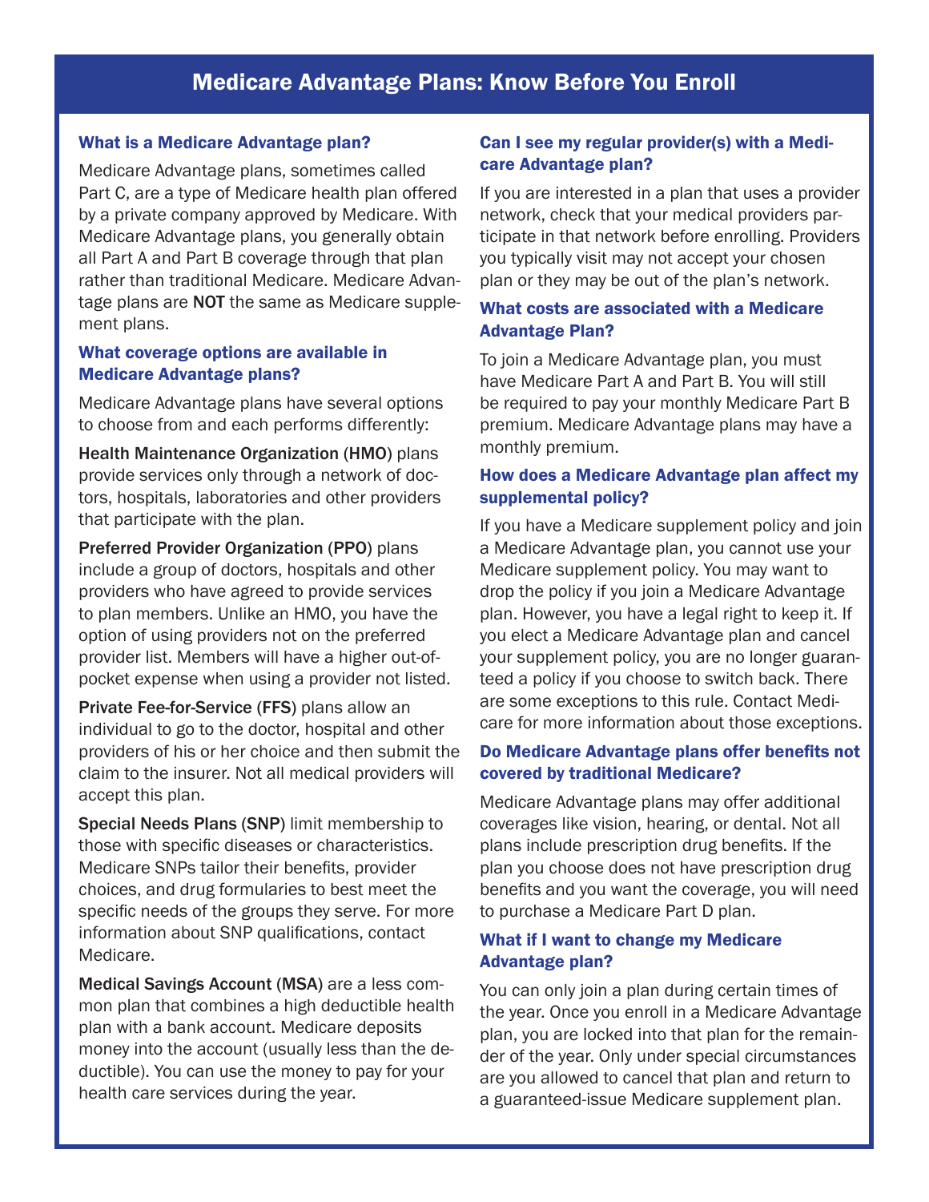# Medicare Advantage Plans: Know Before You Enroll

## What is a Medicare Advantage plan?

Medicare Advantage plans, sometimes called Part C, are a type of Medicare health plan offered by a private company approved by Medicare. With Medicare Advantage plans, you generally obtain all Part A and Part B coverage through that plan rather than traditional Medicare. Medicare Advantage plans are **NOT** the same as Medicare supplement plans.

## What coverage options are available in Medicare Advantage plans?

Medicare Advantage plans have several options to choose from and each performs differently:

**Health Maintenance Organization (HMO)** plans provide services only through a network of doctors, hospitals, laboratories and other providers that participate with the plan.

**Preferred Provider Organization (PPO)** plans include a group of doctors, hospitals and other providers who have agreed to provide services to plan members. Unlike an HMO, you have the option of using providers not on the preferred provider list. Members will have a higher out-of-pocket expense when using a provider not listed.

**Private Fee-for-Service (FFS)** plans allow an individual to go to the doctor, hospital and other providers of his or her choice and then submit the claim to the insurer. Not all medical providers will accept this plan.

**Special Needs Plans (SNP)** limit membership to those with specific diseases or characteristics. Medicare SNPs tailor their benefits, provider choices, and drug formularies to best meet the specific needs of the groups they serve. For more information about SNP qualifications, contact Medicare.

**Medical Savings Account (MSA)** are a less common plan that combines a high deductible health plan with a bank account. Medicare deposits money into the account (usually less than the deductible). You can use the money to pay for your health care services during the year.

## Can I see my regular provider(s) with a Medicare Advantage plan?

If you are interested in a plan that uses a provider network, check that your medical providers participate in that network before enrolling. Providers you typically visit may not accept your chosen plan or they may be out of the plan's network.

## What costs are associated with a Medicare Advantage Plan?

To join a Medicare Advantage plan, you must have Medicare Part A and Part B. You will still be required to pay your monthly Medicare Part B premium. Medicare Advantage plans may have a monthly premium.

## How does a Medicare Advantage plan affect my supplemental policy?

If you have a Medicare supplement policy and join a Medicare Advantage plan, you cannot use your Medicare supplement policy. You may want to drop the policy if you join a Medicare Advantage plan. However, you have a legal right to keep it. If you elect a Medicare Advantage plan and cancel your supplement policy, you are no longer guaranteed a policy if you choose to switch back. There are some exceptions to this rule. Contact Medicare for more information about those exceptions.

## Do Medicare Advantage plans offer benefits not covered by traditional Medicare?

Medicare Advantage plans may offer additional coverages like vision, hearing, or dental. Not all plans include prescription drug benefits. If the plan you choose does not have prescription drug benefits and you want the coverage, you will need to purchase a Medicare Part D plan.

## What if I want to change my Medicare Advantage plan?

You can only join a plan during certain times of the year. Once you enroll in a Medicare Advantage plan, you are locked into that plan for the remainder of the year. Only under special circumstances are you allowed to cancel that plan and return to a guaranteed-issue Medicare supplement plan.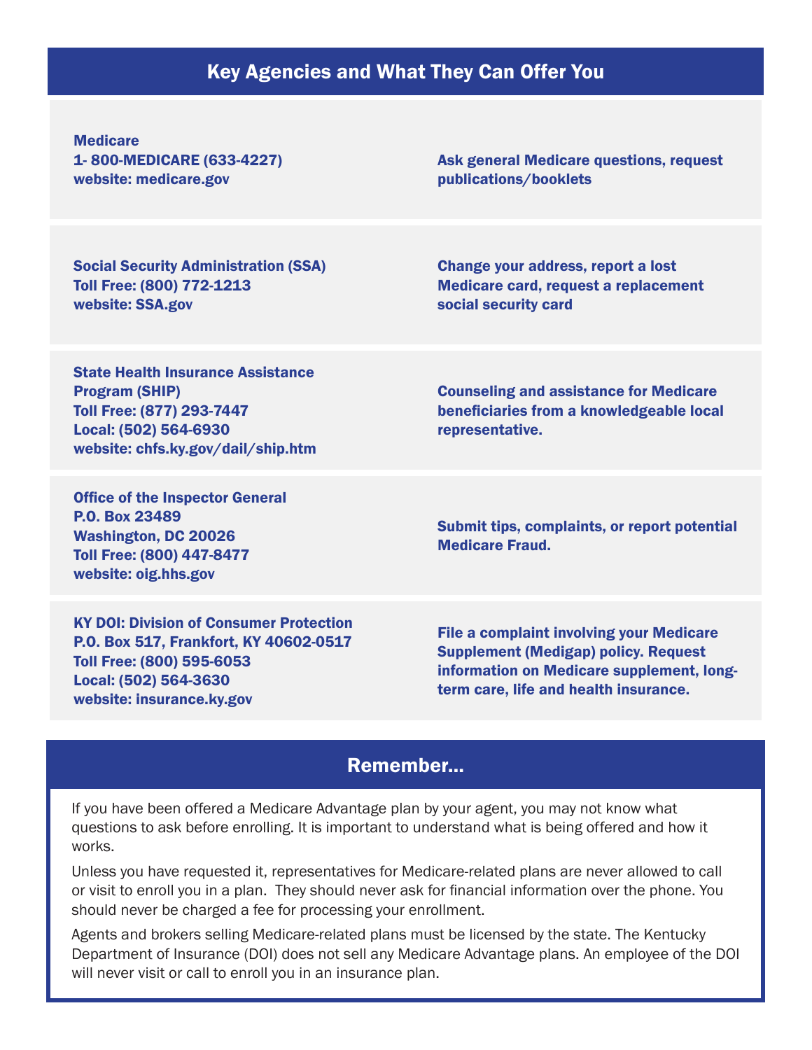## Key Agencies and What They Can Offer You

| | |
|---|---|
| **Medicare**<br>**1- 800-MEDICARE (633-4227)**<br>**website: medicare.gov** | **Ask general Medicare questions, request publications/booklets** |
| **Social Security Administration (SSA)**<br>**Toll Free: (800) 772-1213**<br>**website: SSA.gov** | **Change your address, report a lost Medicare card, request a replacement social security card** |
| **State Health Insurance Assistance Program (SHIP)**<br>**Toll Free: (877) 293-7447**<br>**Local: (502) 564-6930**<br>**website: chfs.ky.gov/dail/ship.htm** | **Counseling and assistance for Medicare beneficiaries from a knowledgeable local representative.** |
| **Office of the Inspector General**<br>**P.O. Box 23489**<br>**Washington, DC 20026**<br>**Toll Free: (800) 447-8477**<br>**website: oig.hhs.gov** | **Submit tips, complaints, or report potential Medicare Fraud.** |
| **KY DOI: Division of Consumer Protection**<br>**P.O. Box 517, Frankfort, KY 40602-0517**<br>**Toll Free: (800) 595-6053**<br>**Local: (502) 564-3630**<br>**website: insurance.ky.gov** | **File a complaint involving your Medicare Supplement (Medigap) policy. Request information on Medicare supplement, long-term care, life and health insurance.** |

## Remember...

If you have been offered a Medicare Advantage plan by your agent, you may not know what questions to ask before enrolling. It is important to understand what is being offered and how it works.

Unless you have requested it, representatives for Medicare-related plans are never allowed to call or visit to enroll you in a plan. They should never ask for financial information over the phone. You should never be charged a fee for processing your enrollment.

Agents and brokers selling Medicare-related plans must be licensed by the state. The Kentucky Department of Insurance (DOI) does not sell any Medicare Advantage plans. An employee of the DOI will never visit or call to enroll you in an insurance plan.